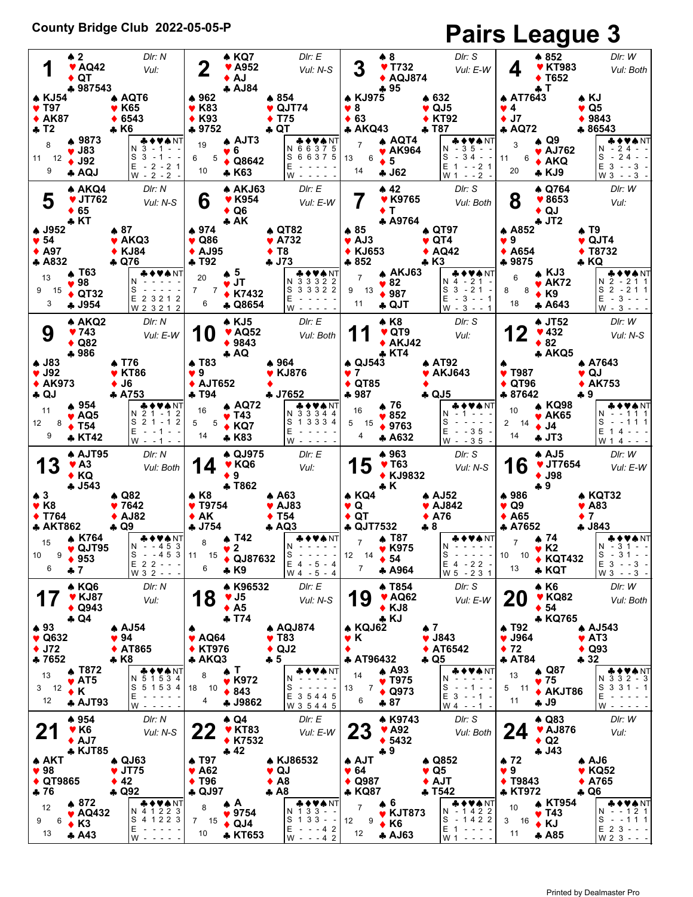# County Bridge Club 2022-05-05-P

# Pairs League 3

## Board 1
Dlr: N, Vul: –

- **North:** ♠ 2 ♥ AQ42 ♦ QT ♣ 987543
- **West:** ♠ KJ54 ♥ T97 ♦ AK87 ♣ T2
- **East:** ♠ AQT6 ♥ K65 ♦ 6543 ♣ K6
- **South:** ♠ 9873 ♥ J83 ♦ J92 ♣ AQJ

HCP: N 8, W 11, E 12, S 9

| | ♣ | ♦ | ♥ | ♠ | NT |
|---|---|---|---|---|---|
| N | 3 | - | 1 | - | - |
| S | 3 | - | 1 | - | - |
| E | - | 2 | - | 2 | 1 |
| W | - | 2 | - | 2 | - |

## Board 2
Dlr: E, Vul: N-S

- **North:** ♠ KQ7 ♥ A952 ♦ AJ ♣ AJ84
- **West:** ♠ 962 ♥ K83 ♦ K93 ♣ 9752
- **East:** ♠ 854 ♥ QJT74 ♦ T75 ♣ QT
- **South:** ♠ AJT3 ♥ 6 ♦ Q8642 ♣ K63

HCP: N 19, W 6, E 5, S 10

| | ♣ | ♦ | ♥ | ♠ | NT |
|---|---|---|---|---|---|
| N | 6 | 6 | 3 | 7 | 5 |
| S | 6 | 6 | 3 | 7 | 5 |
| E | - | - | - | - | - |
| W | - | - | - | - | - |

## Board 3
Dlr: S, Vul: E-W

- **North:** ♠ 8 ♥ T732 ♦ AQJ874 ♣ 95
- **West:** ♠ KJ975 ♥ 8 ♦ 63 ♣ AKQ43
- **East:** ♠ 632 ♥ QJ5 ♦ KT92 ♣ T87
- **South:** ♠ AQT4 ♥ AK964 ♦ 5 ♣ J62

HCP: N 7, W 13, E 6, S 14

| | ♣ | ♦ | ♥ | ♠ | NT |
|---|---|---|---|---|---|
| N | - | 3 | 5 | - | - |
| S | - | 3 | 4 | - | - |
| E | 1 | - | - | 2 | 1 |
| W | 1 | - | - | 2 | - |

## Board 4
Dlr: W, Vul: Both

- **North:** ♠ 852 ♥ KT983 ♦ T652 ♣ T
- **West:** ♠ AT7643 ♥ 4 ♦ J7 ♣ AQ72
- **East:** ♠ KJ ♥ Q5 ♦ 9843 ♣ 86543
- **South:** ♠ Q9 ♥ AJ762 ♦ AKQ ♣ KJ9

HCP: N 3, W 11, E 6, S 20

| | ♣ | ♦ | ♥ | ♠ | NT |
|---|---|---|---|---|---|
| N | - | 2 | 4 | - | - |
| S | - | 2 | 4 | - | - |
| E | 3 | - | - | 3 | - |
| W | 3 | - | - | 3 | - |

## Board 5
Dlr: N, Vul: N-S

- **North:** ♠ AKQ4 ♥ JT762 ♦ 65 ♣ KT
- **West:** ♠ J952 ♥ 54 ♦ A97 ♣ A832
- **East:** ♠ 87 ♥ AKQ3 ♦ KJ84 ♣ Q76
- **South:** ♠ T63 ♥ 98 ♦ QT32 ♣ J954

HCP: N 13, W 9, E 15, S 3

| | ♣ | ♦ | ♥ | ♠ | NT |
|---|---|---|---|---|---|
| N | - | - | - | - | - |
| S | - | - | - | - | - |
| E | 2 | 3 | 2 | 1 | 2 |
| W | 2 | 3 | 2 | 1 | 2 |

## Board 6
Dlr: E, Vul: E-W

- **North:** ♠ AKJ63 ♥ K954 ♦ Q6 ♣ AK
- **West:** ♠ 974 ♥ Q86 ♦ AJ95 ♣ T92
- **East:** ♠ QT82 ♥ A732 ♦ T8 ♣ J73
- **South:** ♠ 5 ♥ JT ♦ K7432 ♣ Q8654

HCP: N 20, W 7, E 7, S 6

| | ♣ | ♦ | ♥ | ♠ | NT |
|---|---|---|---|---|---|
| N | 3 | 3 | 3 | 2 | 2 |
| S | 3 | 3 | 3 | 2 | 2 |
| E | - | - | - | - | - |
| W | - | - | - | - | - |

## Board 7
Dlr: S, Vul: Both

- **North:** ♠ 42 ♥ K9765 ♦ T ♣ A9764
- **West:** ♠ 85 ♥ AJ3 ♦ KJ653 ♣ 852
- **East:** ♠ QT97 ♥ QT4 ♦ AQ42 ♣ K3
- **South:** ♠ AKJ63 ♥ 82 ♦ 987 ♣ QJT

HCP: N 7, W 9, E 13, S 11

| | ♣ | ♦ | ♥ | ♠ | NT |
|---|---|---|---|---|---|
| N | 4 | - | 2 | 1 | - |
| S | 3 | - | 2 | 1 | - |
| E | - | 3 | - | - | 1 |
| W | - | 3 | - | - | 1 |

## Board 8
Dlr: W, Vul: –

- **North:** ♠ Q764 ♥ 8653 ♦ QJ ♣ JT2
- **West:** ♠ A852 ♥ 9 ♦ A654 ♣ 9875
- **East:** ♠ T9 ♥ QJT4 ♦ T8732 ♣ KQ
- **South:** ♠ KJ3 ♥ AK72 ♦ K9 ♣ A643

HCP: N 6, W 8, E 8, S 18

| | ♣ | ♦ | ♥ | ♠ | NT |
|---|---|---|---|---|---|
| N | 2 | - | 2 | 1 | 1 |
| S | 2 | - | 2 | 1 | 1 |
| E | - | 3 | - | - | - |
| W | - | 3 | - | - | - |

## Board 9
Dlr: N, Vul: E-W

- **North:** ♠ AKQ2 ♥ 743 ♦ Q82 ♣ 986
- **West:** ♠ J83 ♥ J92 ♦ AK973 ♣ QJ
- **East:** ♠ T76 ♥ KT86 ♦ J6 ♣ A753
- **South:** ♠ 954 ♥ AQ5 ♦ T54 ♣ KT42

HCP: N 11, W 12, E 8, S 9

| | ♣ | ♦ | ♥ | ♠ | NT |
|---|---|---|---|---|---|
| N | 2 | 1 | - | 1 | 2 |
| S | 2 | 1 | - | 1 | 2 |
| E | - | - | 1 | - | - |
| W | - | - | 1 | - | - |

## Board 10
Dlr: E, Vul: Both

- **North:** ♠ KJ5 ♥ AQ52 ♦ 9843 ♣ AQ
- **West:** ♠ T83 ♥ 9 ♦ AJT652 ♣ T94
- **East:** ♠ 964 ♥ KJ876 ♦ — ♣ J7652
- **South:** ♠ AQ72 ♥ T43 ♦ KQ7 ♣ K83

HCP: N 16, W 5, E 5, S 14

| | ♣ | ♦ | ♥ | ♠ | NT |
|---|---|---|---|---|---|
| N | 3 | 3 | 3 | 4 | 4 |
| S | 1 | 3 | 3 | 3 | 4 |
| E | - | - | - | - | - |
| W | - | - | - | - | - |

## Board 11
Dlr: S, Vul: –

- **North:** ♠ K8 ♥ QT9 ♦ AKJ42 ♣ KT4
- **West:** ♠ QJ543 ♥ 7 ♦ QT85 ♣ 987
- **East:** ♠ AT92 ♥ AKJ643 ♦ — ♣ QJ5
- **South:** ♠ 76 ♥ 852 ♦ 9763 ♣ A632

HCP: N 16, W 5, E 15, S 4

| | ♣ | ♦ | ♥ | ♠ | NT |
|---|---|---|---|---|---|
| N | - | 1 | - | - | - |
| S | - | - | - | - | - |
| E | - | - | 3 | 5 | - |
| W | - | - | 3 | 5 | - |

## Board 12
Dlr: W, Vul: N-S

- **North:** ♠ JT52 ♥ 432 ♦ 82 ♣ AKQ5
- **West:** ♠ — ♥ T987 ♦ QT96 ♣ 87642
- **East:** ♠ A7643 ♥ QJ ♦ AK753 ♣ 9
- **South:** ♠ KQ98 ♥ AK65 ♦ J4 ♣ JT3

HCP: N 10, W 2, E 14, S 14

| | ♣ | ♦ | ♥ | ♠ | NT |
|---|---|---|---|---|---|
| N | - | - | 1 | 1 | 1 |
| S | - | - | 1 | 1 | 1 |
| E | 1 | 4 | - | - | - |
| W | 1 | 4 | - | - | - |

## Board 13
Dlr: N, Vul: Both

- **North:** ♠ AJT95 ♥ A3 ♦ KQ ♣ J543
- **West:** ♠ 3 ♥ K8 ♦ T764 ♣ AKT862
- **East:** ♠ Q82 ♥ 7642 ♦ AJ82 ♣ Q9
- **South:** ♠ K764 ♥ QJT95 ♦ 953 ♣ 7

HCP: N 15, W 10, E 9, S 6

| | ♣ | ♦ | ♥ | ♠ | NT |
|---|---|---|---|---|---|
| N | - | - | 4 | 5 | 3 |
| S | - | - | 4 | 5 | 3 |
| E | 2 | 2 | - | - | - |
| W | 3 | 2 | - | - | - |

## Board 14
Dlr: E, Vul: –

- **North:** ♠ QJ975 ♥ KQ6 ♦ 9 ♣ T862
- **West:** ♠ K8 ♥ T9754 ♦ AK ♣ J754
- **East:** ♠ A63 ♥ AJ83 ♦ T54 ♣ AQ3
- **South:** ♠ T42 ♥ 2 ♦ QJ87632 ♣ K9

HCP: N 8, W 11, E 15, S 6

| | ♣ | ♦ | ♥ | ♠ | NT |
|---|---|---|---|---|---|
| N | - | - | - | - | - |
| S | - | - | - | - | - |
| E | 4 | - | 5 | - | 4 |
| W | 4 | - | 5 | - | 4 |

## Board 15
Dlr: S, Vul: N-S

- **North:** ♠ 963 ♥ T63 ♦ KJ9832 ♣ K
- **West:** ♠ KQ4 ♥ Q ♦ QT ♣ QJT7532
- **East:** ♠ AJ52 ♥ AJ842 ♦ A76 ♣ 8
- **South:** ♠ T87 ♥ K975 ♦ 54 ♣ A964

HCP: N 7, W 12, E 14, S 7

| | ♣ | ♦ | ♥ | ♠ | NT |
|---|---|---|---|---|---|
| N | - | - | - | - | - |
| S | - | - | - | - | - |
| E | 4 | - | 2 | 2 | - |
| W | 5 | - | 2 | 3 | 1 |

## Board 16
Dlr: W, Vul: E-W

- **North:** ♠ AJ5 ♥ JT7654 ♦ J98 ♣ 9
- **West:** ♠ 986 ♥ Q9 ♦ A65 ♣ A7652
- **East:** ♠ KQT32 ♥ A83 ♦ 7 ♣ J843
- **South:** ♠ 74 ♥ K2 ♦ KQT432 ♣ KQT

HCP: N 7, W 10, E 10, S 13

| | ♣ | ♦ | ♥ | ♠ | NT |
|---|---|---|---|---|---|
| N | - | 3 | 1 | - | - |
| S | - | 3 | 1 | - | - |
| E | 3 | - | - | 3 | - |
| W | 3 | - | - | 3 | - |

## Board 17
Dlr: N, Vul: –

- **North:** ♠ KQ6 ♥ KJ87 ♦ Q943 ♣ Q4
- **West:** ♠ 93 ♥ Q632 ♦ J72 ♣ 7652
- **East:** ♠ AJ54 ♥ 94 ♦ AT865 ♣ K8
- **South:** ♠ T872 ♥ AT5 ♦ K ♣ AJT93

HCP: N 13, W 3, E 12, S 12

| | ♣ | ♦ | ♥ | ♠ | NT |
|---|---|---|---|---|---|
| N | 5 | 1 | 5 | 3 | 4 |
| S | 5 | 1 | 5 | 3 | 4 |
| E | - | - | - | - | - |
| W | - | - | - | - | - |

## Board 18
Dlr: E, Vul: N-S

- **North:** ♠ K96532 ♥ J5 ♦ A5 ♣ T74
- **West:** ♠ — ♥ AQ64 ♦ KT976 ♣ AKQ3
- **East:** ♠ AQJ874 ♥ T83 ♦ QJ2 ♣ 5
- **South:** ♠ T ♥ K972 ♦ 843 ♣ J9862

HCP: N 8, W 18, E 10, S 4

| | ♣ | ♦ | ♥ | ♠ | NT |
|---|---|---|---|---|---|
| N | - | - | - | - | - |
| S | - | - | - | - | - |
| E | 3 | 5 | 4 | 4 | 5 |
| W | 3 | 5 | 4 | 4 | 5 |

## Board 19
Dlr: S, Vul: E-W

- **North:** ♠ T854 ♥ AQ62 ♦ KJ8 ♣ KJ
- **West:** ♠ KQJ62 ♥ K ♦ — ♣ AT96432
- **East:** ♠ 7 ♥ J843 ♦ AT6542 ♣ Q5
- **South:** ♠ A93 ♥ T975 ♦ Q973 ♣ 87

HCP: N 14, W 13, E 7, S 6

| | ♣ | ♦ | ♥ | ♠ | NT |
|---|---|---|---|---|---|
| N | - | - | - | - | - |
| S | - | - | 1 | - | - |
| E | 3 | - | - | 1 | - |
| W | 4 | - | - | 1 | - |

## Board 20
Dlr: W, Vul: Both

- **North:** ♠ K6 ♥ KQ82 ♦ 54 ♣ KQ765
- **West:** ♠ T92 ♥ J964 ♦ 72 ♣ AT84
- **East:** ♠ AJ543 ♥ AT3 ♦ Q93 ♣ 32
- **South:** ♠ Q87 ♥ 75 ♦ AKJT86 ♣ J9

HCP: N 13, W 5, E 11, S 11

| | ♣ | ♦ | ♥ | ♠ | NT |
|---|---|---|---|---|---|
| N | 3 | 3 | 2 | - | 3 |
| S | 3 | 3 | 1 | - | 1 |
| E | - | - | - | - | - |
| W | - | - | - | - | - |

## Board 21
Dlr: N, Vul: N-S

- **North:** ♠ 954 ♥ K6 ♦ AJ7 ♣ KJT85
- **West:** ♠ AKT ♥ 98 ♦ QT9865 ♣ 76
- **East:** ♠ QJ63 ♥ JT75 ♦ 42 ♣ Q92
- **South:** ♠ 872 ♥ AQ432 ♦ K3 ♣ A43

HCP: N 12, W 9, E 6, S 13

| | ♣ | ♦ | ♥ | ♠ | NT |
|---|---|---|---|---|---|
| N | 4 | 1 | 2 | 2 | 3 |
| S | 4 | 1 | 2 | 2 | 3 |
| E | - | - | - | - | - |
| W | - | - | - | - | - |

## Board 22
Dlr: E, Vul: E-W

- **North:** ♠ Q4 ♥ KT83 ♦ K7532 ♣ 42
- **West:** ♠ T97 ♥ A62 ♦ T96 ♣ QJ97
- **East:** ♠ KJ86532 ♥ QJ ♦ A8 ♣ A8
- **South:** ♠ A ♥ 9754 ♦ QJ4 ♣ KT653

HCP: N 8, W 7, E 15, S 10

| | ♣ | ♦ | ♥ | ♠ | NT |
|---|---|---|---|---|---|
| N | 1 | 3 | 3 | - | - |
| S | 1 | 3 | 3 | - | - |
| E | - | - | - | 4 | 2 |
| W | - | - | - | 4 | 2 |

## Board 23
Dlr: S, Vul: Both

- **North:** ♠ K9743 ♥ A92 ♦ 5432 ♣ 9
- **West:** ♠ AJT ♥ 64 ♦ Q987 ♣ KQ87
- **East:** ♠ Q852 ♥ Q5 ♦ AJT ♣ T542
- **South:** ♠ 6 ♥ KJT873 ♦ K6 ♣ AJ63

HCP: N 7, W 12, E 9, S 12

| | ♣ | ♦ | ♥ | ♠ | NT |
|---|---|---|---|---|---|
| N | - | 1 | 4 | 2 | 2 |
| S | - | 1 | 4 | 2 | 2 |
| E | 1 | - | - | - | - |
| W | 1 | - | - | - | - |

## Board 24
Dlr: W, Vul: –

- **North:** ♠ Q83 ♥ AJ876 ♦ Q2 ♣ J43
- **West:** ♠ 72 ♥ 9 ♦ T9843 ♣ KT972
- **East:** ♠ AJ6 ♥ KQ52 ♦ A765 ♣ Q6
- **South:** ♠ KT954 ♥ T43 ♦ KJ ♣ A85

HCP: N 10, W 3, E 16, S 11

| | ♣ | ♦ | ♥ | ♠ | NT |
|---|---|---|---|---|---|
| N | - | - | 1 | 2 | 1 |
| S | - | - | 1 | 1 | 1 |
| E | 2 | 3 | - | - | - |
| W | 2 | 3 | - | - | - |

Printed by Dealmaster Pro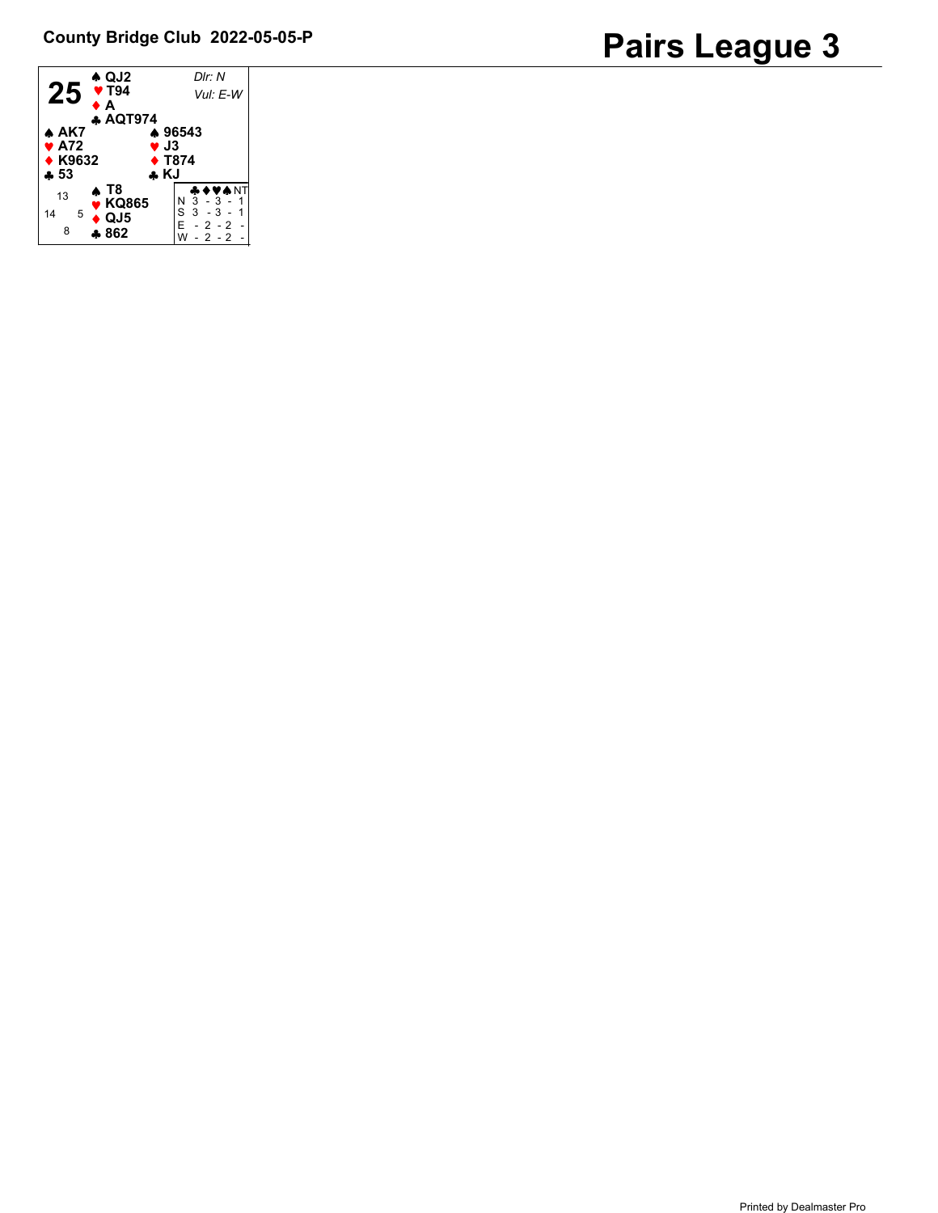**County Bridge Club 2022-05-05-P**

# Pairs League 3

**25**

Dlr: N
Vul: E-W

**North**
♠ QJ2
♥ T94
♦ A
♣ AQT974

**West**
♠ AK7
♥ A72
♦ K9632
♣ 53

**East**
♠ 96543
♥ J3
♦ T874
♣ KJ

**South**
♠ T8
♥ KQ865
♦ QJ5
♣ 862

HCP: N 13, W 14, E 5, S 8

| | ♣ | ♦ | ♥ | ♠ | NT |
|---|---|---|---|---|---|
| N | 3 | - | 3 | - | 1 |
| S | 3 | - | 3 | - | 1 |
| E | - | 2 | - | 2 | - |
| W | - | 2 | - | 2 | - |

Printed by Dealmaster Pro